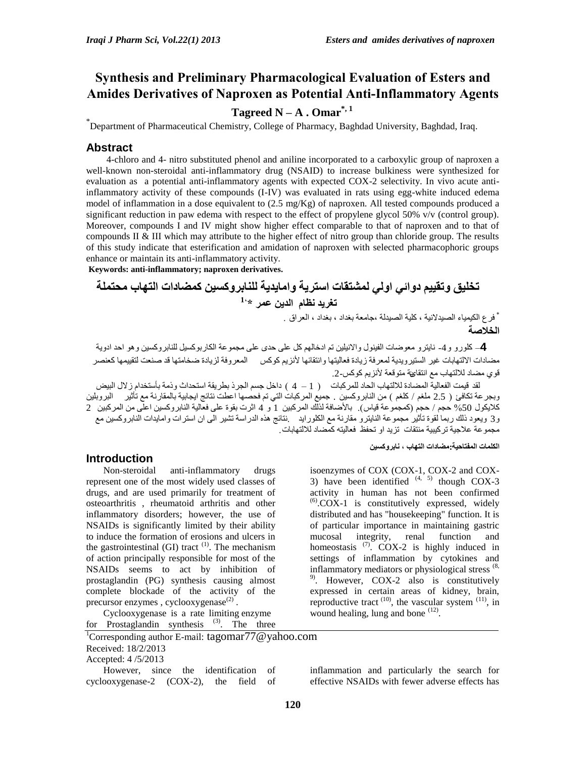# Synthesis and Preliminary Pharmacological Evaluation of Esters and Amides Derivatives of Naproxen as Potential Anti-Inflammatory Agents

**Tagreed N – A . Omar[*, 1]**

[*]Department of Pharmaceutical Chemistry, College of Pharmacy, Baghdad University, Baghdad, Iraq.

## Abstract

4-chloro and 4- nitro substituted phenol and aniline incorporated to a carboxylic group of naproxen a well-known non-steroidal anti-inflammatory drug (NSAID) to increase bulkiness were synthesized for evaluation as a potential anti-inflammatory agents with expected COX-2 selectivity. In vivo acute anti-inflammatory activity of these compounds (I-IV) was evaluated in rats using egg-white induced edema model of inflammation in a dose equivalent to (2.5 mg/Kg) of naproxen. All tested compounds produced a significant reduction in paw edema with respect to the effect of propylene glycol 50% v/v (control group). Moreover, compounds I and IV might show higher effect comparable to that of naproxen and to that of compounds II & III which may attribute to the higher effect of nitro group than chloride group. The results of this study indicate that esterification and amidation of naproxen with selected pharmacophoric groups enhance or maintain its anti-inflammatory activity.

**Keywords: anti-inflammatory; naproxen derivatives.**

# تخليق وتقييم دوائي اولي لمشتقات استرية واميدية للنابروكسين كمضادات التهاب محتملة

**تغريد نظام الدين عمر [*،1]**

[*] فرع الكيمياء الصيدلانية ، كلية الصيدلة ،جامعة بغداد ، بغداد ، العراق .

## الخلاصة

4– كلورو و4- نايترو معوضات الفينول والانيلين تم ادخالهم كل على حدى على مجموعة الكاربوكسيل للنابروكسين وهو احد ادوية مضادات الالتهابات غير الستيرويدية لمعرفة زيادة فعاليتها وانتقائها لأنزيم كوكس المعروفة لزيادة ضخامتها قد صنعت لتقييمها كعنصر قوي مضاد للالتهاب مع انتقائية متوقعة لأنزيم كوكس-2.

لقد قيمت الفعالية المضادة للالتهاب الحاد للمركبات ( 1 – 4 ) داخل جسم الجرذ بطريقة استحداث وذمة بأستخدام زلال البيض وبجرعة تكافئ ( 2.5 ملغم / كلغم ) من النابروكسين . جميع المركبات التي تم فحصها اعطت نتائج ايجابية بالمقارنة مع تأثير البروبلين كلايكول 50% حجم / حجم (كمجموعة قياس). بالأضافة لذلك المركبين 1 و 4 اثرت بقوة على فعالية النابروكسين اعلى من المركبين 2 و3 ويعود ذلك ربما لقوة تأثير مجموعة النايترو مقارنة مع الكلورايد .نتائج هذه الدراسة تشير الى ان استرات واميدات النابروكسين مع مجموعة علاجية تركيبية منتقات تزيد او تحفظ فعاليته كمضاد للالتهابات.

**الكلمات المفتاحية:مضادات التهاب ، نابروكسين**

## Introduction

Non-steroidal anti-inflammatory drugs represent one of the most widely used classes of drugs, and are used primarily for treatment of osteoarthritis , rheumatoid arthritis and other inflammatory disorders; however, the use of NSAIDs is significantly limited by their ability to induce the formation of erosions and ulcers in the gastrointestinal (GI) tract [1]. The mechanism of action principally responsible for most of the NSAIDs seems to act by inhibition of prostaglandin (PG) synthesis causing almost complete blockade of the activity of the precursor enzymes , cyclooxygenase[2] .

Cyclooxygenase is a rate limiting enzyme for Prostaglandin synthesis [3]. The three isoenzymes of COX (COX-1, COX-2 and COX-3) have been identified [4, 5] though COX-3 activity in human has not been confirmed [6].COX-1 is constitutively expressed, widely distributed and has "housekeeping" function. It is of particular importance in maintaining gastric mucosal integrity, renal function and homeostasis [7]. COX-2 is highly induced in settings of inflammation by cytokines and inflammatory mediators or physiological stress [8, 9]. However, COX-2 also is constitutively expressed in certain areas of kidney, brain, reproductive tract [10], the vascular system [11], in wound healing, lung and bone [12].

However, since the identification of cyclooxygenase-2 (COX-2), the field of inflammation and particularly the search for effective NSAIDs with fewer adverse effects has

[1]Corresponding author E-mail: tagomar77@yahoo.com

Received: 18/2/2013

Accepted: 4 /5/2013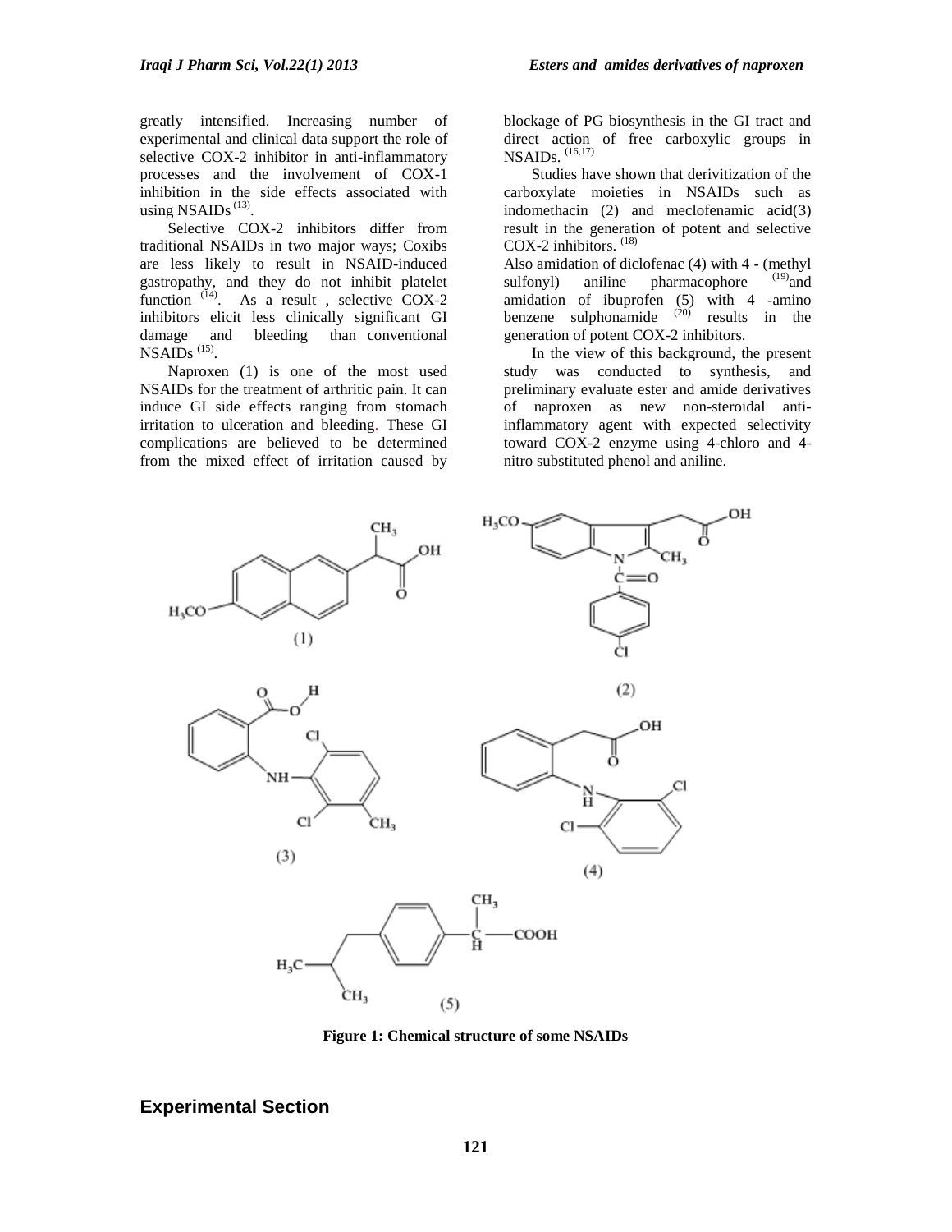greatly intensified. Increasing number of experimental and clinical data support the role of selective COX-2 inhibitor in anti-inflammatory processes and the involvement of COX-1 inhibition in the side effects associated with using NSAIDs [13].

Selective COX-2 inhibitors differ from traditional NSAIDs in two major ways; Coxibs are less likely to result in NSAID-induced gastropathy, and they do not inhibit platelet function [14]. As a result , selective COX-2 inhibitors elicit less clinically significant GI damage and bleeding than conventional NSAIDs [15].

Naproxen (1) is one of the most used NSAIDs for the treatment of arthritic pain. It can induce GI side effects ranging from stomach irritation to ulceration and bleeding. These GI complications are believed to be determined from the mixed effect of irritation caused by blockage of PG biosynthesis in the GI tract and direct action of free carboxylic groups in NSAIDs. [16,17]

Studies have shown that derivitization of the carboxylate moieties in NSAIDs such as indomethacin (2) and meclofenamic acid(3) result in the generation of potent and selective COX-2 inhibitors. [18]

Also amidation of diclofenac (4) with 4 - (methyl sulfonyl) aniline pharmacophore [19] and amidation of ibuprofen (5) with 4 -amino benzene sulphonamide [20] results in the generation of potent COX-2 inhibitors.

In the view of this background, the present study was conducted to synthesis, and preliminary evaluate ester and amide derivatives of naproxen as new non-steroidal anti-inflammatory agent with expected selectivity toward COX-2 enzyme using 4-chloro and 4-nitro substituted phenol and aniline.

**Figure 1: Chemical structure of some NSAIDs**

## Experimental Section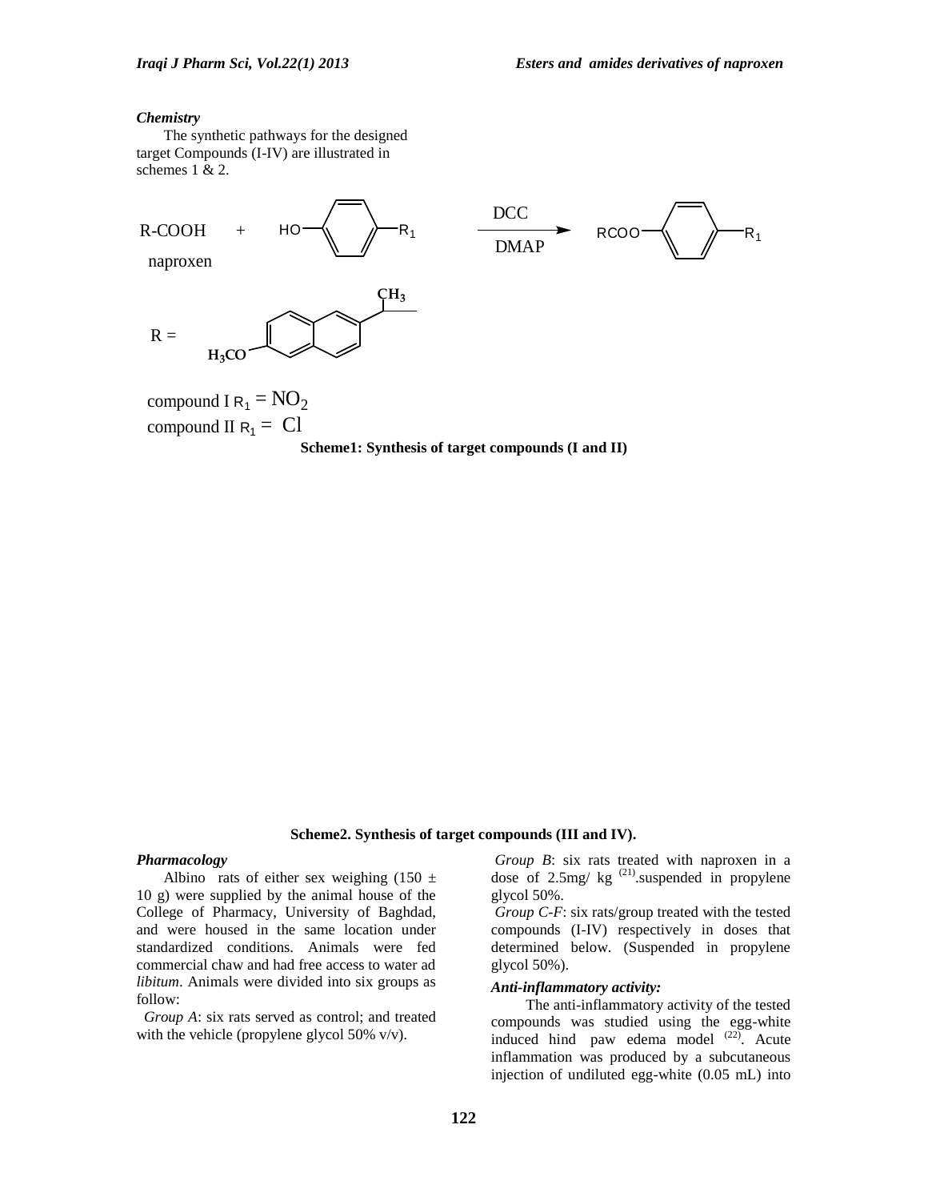### *Chemistry*

The synthetic pathways for the designed target Compounds (I-IV) are illustrated in schemes 1 & 2.

R-COOH + HO–C$_6$H$_4$–R$_1$ $\xrightarrow[\text{DMAP}]{\text{DCC}}$ RCOO–C$_6$H$_4$–R$_1$

naproxen

R = (6-methoxy-2-naphthyl)CH(CH$_3$)–

compound I R$_1$ = $NO_2$

compound II R$_1$ = Cl

**Scheme1: Synthesis of target compounds (I and II)**

**Scheme2. Synthesis of target compounds (III and IV).**

### *Pharmacology*

Albino rats of either sex weighing (150 ± 10 g) were supplied by the animal house of the College of Pharmacy, University of Baghdad, and were housed in the same location under standardized conditions. Animals were fed commercial chaw and had free access to water ad *libitum*. Animals were divided into six groups as follow:

*Group A*: six rats served as control; and treated with the vehicle (propylene glycol 50% v/v).

*Group B*: six rats treated with naproxen in a dose of 2.5mg/ kg [21].suspended in propylene glycol 50%.

*Group C-F*: six rats/group treated with the tested compounds (I-IV) respectively in doses that determined below. (Suspended in propylene glycol 50%).

### *Anti-inflammatory activity:*

The anti-inflammatory activity of the tested compounds was studied using the egg-white induced hind paw edema model [22]. Acute inflammation was produced by a subcutaneous injection of undiluted egg-white (0.05 mL) into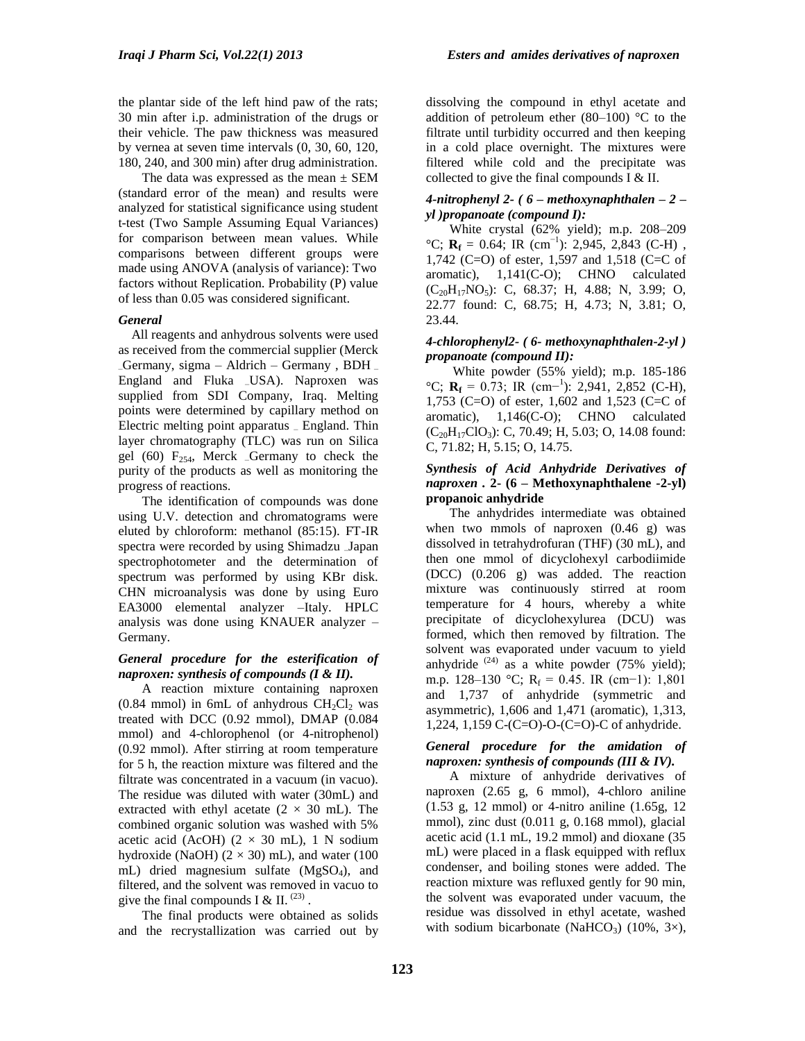the plantar side of the left hind paw of the rats; 30 min after i.p. administration of the drugs or their vehicle. The paw thickness was measured by vernea at seven time intervals (0, 30, 60, 120, 180, 240, and 300 min) after drug administration.

The data was expressed as the mean ± SEM (standard error of the mean) and results were analyzed for statistical significance using student t-test (Two Sample Assuming Equal Variances) for comparison between mean values. While comparisons between different groups were made using ANOVA (analysis of variance): Two factors without Replication. Probability (P) value of less than 0.05 was considered significant.

### *General*

All reagents and anhydrous solvents were used as received from the commercial supplier (Merck _Germany, sigma – Aldrich – Germany , BDH _ England and Fluka _USA). Naproxen was supplied from SDI Company, Iraq. Melting points were determined by capillary method on Electric melting point apparatus _ England. Thin layer chromatography (TLC) was run on Silica gel (60) $F_{254}$, Merck _Germany to check the purity of the products as well as monitoring the progress of reactions.

The identification of compounds was done using U.V. detection and chromatograms were eluted by chloroform: methanol (85:15). FT-IR spectra were recorded by using Shimadzu _Japan spectrophotometer and the determination of spectrum was performed by using KBr disk. CHN microanalysis was done by using Euro EA3000 elemental analyzer –Italy. HPLC analysis was done using KNAUER analyzer – Germany.

### *General procedure for the esterification of naproxen: synthesis of compounds (I & II).*

A reaction mixture containing naproxen (0.84 mmol) in 6mL of anhydrous $CH_2Cl_2$ was treated with DCC (0.92 mmol), DMAP (0.084 mmol) and 4-chlorophenol (or 4-nitrophenol) (0.92 mmol). After stirring at room temperature for 5 h, the reaction mixture was filtered and the filtrate was concentrated in a vacuum (in vacuo). The residue was diluted with water (30mL) and extracted with ethyl acetate (2 × 30 mL). The combined organic solution was washed with 5% acetic acid (AcOH) (2 × 30 mL), 1 N sodium hydroxide (NaOH) (2 × 30) mL), and water (100 mL) dried magnesium sulfate ($MgSO_4$), and filtered, and the solvent was removed in vacuo to give the final compounds I & II. [23] .

The final products were obtained as solids and the recrystallization was carried out by dissolving the compound in ethyl acetate and addition of petroleum ether (80–100) °C to the filtrate until turbidity occurred and then keeping in a cold place overnight. The mixtures were filtered while cold and the precipitate was collected to give the final compounds I & II.

### *4-nitrophenyl 2- ( 6 – methoxynaphthalen – 2 – yl )propanoate (compound I):*

White crystal (62% yield); m.p. 208–209 °C; $\mathbf{R_f}$ = 0.64; IR ($cm^{-1}$): 2,945, 2,843 (C-H) , 1,742 (C=O) of ester, 1,597 and 1,518 (C=C of aromatic), 1,141(C-O); CHNO calculated ($C_{20}H_{17}NO_5$): C, 68.37; H, 4.88; N, 3.99; O, 22.77 found: C, 68.75; H, 4.73; N, 3.81; O, 23.44.

### *4-chlorophenyl2- ( 6- methoxynaphthalen-2-yl ) propanoate (compound II):*

White powder (55% yield); m.p. 185-186 °C; $\mathbf{R_f}$ = 0.73; IR ($cm^{-1}$): 2,941, 2,852 (C-H), 1,753 (C=O) of ester, 1,602 and 1,523 (C=C of aromatic), 1,146(C-O); CHNO calculated ($C_{20}H_{17}ClO_3$): C, 70.49; H, 5.03; O, 14.08 found: C, 71.82; H, 5.15; O, 14.75.

### *Synthesis of Acid Anhydride Derivatives of naproxen* . **2- (6 – Methoxynaphthalene -2-yl) propanoic anhydride**

The anhydrides intermediate was obtained when two mmols of naproxen (0.46 g) was dissolved in tetrahydrofuran (THF) (30 mL), and then one mmol of dicyclohexyl carbodiimide (DCC) (0.206 g) was added. The reaction mixture was continuously stirred at room temperature for 4 hours, whereby a white precipitate of dicyclohexylurea (DCU) was formed, which then removed by filtration. The solvent was evaporated under vacuum to yield anhydride [24] as a white powder (75% yield); m.p. 128–130 °C; $R_f$ = 0.45. IR ($cm^{-1}$): 1,801 and 1,737 of anhydride (symmetric and asymmetric), 1,606 and 1,471 (aromatic), 1,313, 1,224, 1,159 C-(C=O)-O-(C=O)-C of anhydride.

### *General procedure for the amidation of naproxen: synthesis of compounds (III & IV).*

A mixture of anhydride derivatives of naproxen (2.65 g, 6 mmol), 4-chloro aniline (1.53 g, 12 mmol) or 4-nitro aniline (1.65g, 12 mmol), zinc dust (0.011 g, 0.168 mmol), glacial acetic acid (1.1 mL, 19.2 mmol) and dioxane (35 mL) were placed in a flask equipped with reflux condenser, and boiling stones were added. The reaction mixture was refluxed gently for 90 min, the solvent was evaporated under vacuum, the residue was dissolved in ethyl acetate, washed with sodium bicarbonate ($NaHCO_3$) (10%, 3×),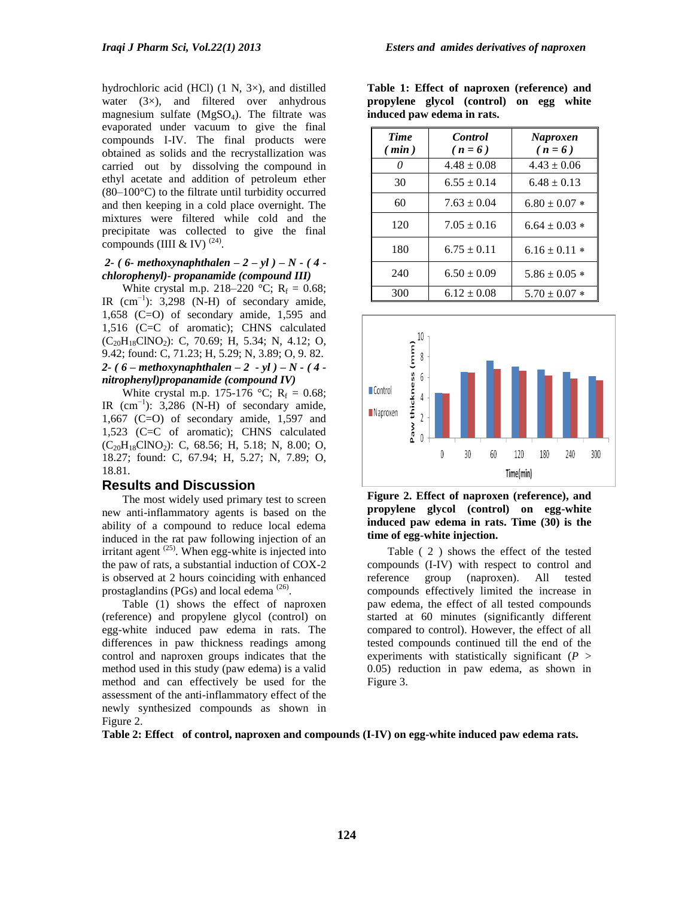hydrochloric acid (HCl) (1 N, 3×), and distilled water (3×), and filtered over anhydrous magnesium sulfate ($MgSO_4$). The filtrate was evaporated under vacuum to give the final compounds I-IV. The final products were obtained as solids and the recrystallization was carried out by dissolving the compound in ethyl acetate and addition of petroleum ether (80–100°C) to the filtrate until turbidity occurred and then keeping in a cold place overnight. The mixtures were filtered while cold and the precipitate was collected to give the final compounds (IIII & IV) [24].

***2- ( 6- methoxynaphthalen – 2 – yl ) – N - ( 4 - chlorophenyl)- propanamide (compound III)***

White crystal m.p. 218–220 °C; $R_f$ = 0.68; IR ($cm^{-1}$): 3,298 (N-H) of secondary amide, 1,658 (C=O) of secondary amide, 1,595 and 1,516 (C=C of aromatic); CHNS calculated ($C_{20}H_{18}ClNO_2$): C, 70.69; H, 5.34; N, 4.12; O, 9.42; found: C, 71.23; H, 5.29; N, 3.89; O, 9. 82.

***2- ( 6 – methoxynaphthalen – 2 - yl ) – N - ( 4 - nitrophenyl)propanamide (compound IV)***

White crystal m.p. 175-176 °C; $R_f$ = 0.68; IR ($cm^{-1}$): 3,286 (N-H) of secondary amide, 1,667 (C=O) of secondary amide, 1,597 and 1,523 (C=C of aromatic); CHNS calculated ($C_{20}H_{18}ClNO_2$): C, 68.56; H, 5.18; N, 8.00; O, 18.27; found: C, 67.94; H, 5.27; N, 7.89; O, 18.81.

## Results and Discussion

The most widely used primary test to screen new anti-inflammatory agents is based on the ability of a compound to reduce local edema induced in the rat paw following injection of an irritant agent [25]. When egg-white is injected into the paw of rats, a substantial induction of COX-2 is observed at 2 hours coinciding with enhanced prostaglandins (PGs) and local edema [26].

Table (1) shows the effect of naproxen (reference) and propylene glycol (control) on egg-white induced paw edema in rats. The differences in paw thickness readings among control and naproxen groups indicates that the method used in this study (paw edema) is a valid method and can effectively be used for the assessment of the anti-inflammatory effect of the newly synthesized compounds as shown in Figure 2.

**Table 1: Effect of naproxen (reference) and propylene glycol (control) on egg white induced paw edema in rats.**

| *Time ( min )* | *Control ( n = 6 )* | *Naproxen ( n = 6 )* |
|---|---|---|
| *0* | 4.48 ± 0.08 | 4.43 ± 0.06 |
| 30 | 6.55 ± 0.14 | 6.48 ± 0.13 |
| 60 | 7.63 ± 0.04 | 6.80 ± 0.07 * |
| 120 | 7.05 ± 0.16 | 6.64 ± 0.03 * |
| 180 | 6.75 ± 0.11 | 6.16 ± 0.11 * |
| 240 | 6.50 ± 0.09 | 5.86 ± 0.05 * |
| 300 | 6.12 ± 0.08 | 5.70 ± 0.07 * |

**Figure 2. Effect of naproxen (reference), and propylene glycol (control) on egg-white induced paw edema in rats. Time (30) is the time of egg-white injection.**

Table ( 2 ) shows the effect of the tested compounds (I-IV) with respect to control and reference group (naproxen). All tested compounds effectively limited the increase in paw edema, the effect of all tested compounds started at 60 minutes (significantly different compared to control). However, the effect of all tested compounds continued till the end of the experiments with statistically significant ($P$ > 0.05) reduction in paw edema, as shown in Figure 3.

**Table 2: Effect of control, naproxen and compounds (I-IV) on egg-white induced paw edema rats.**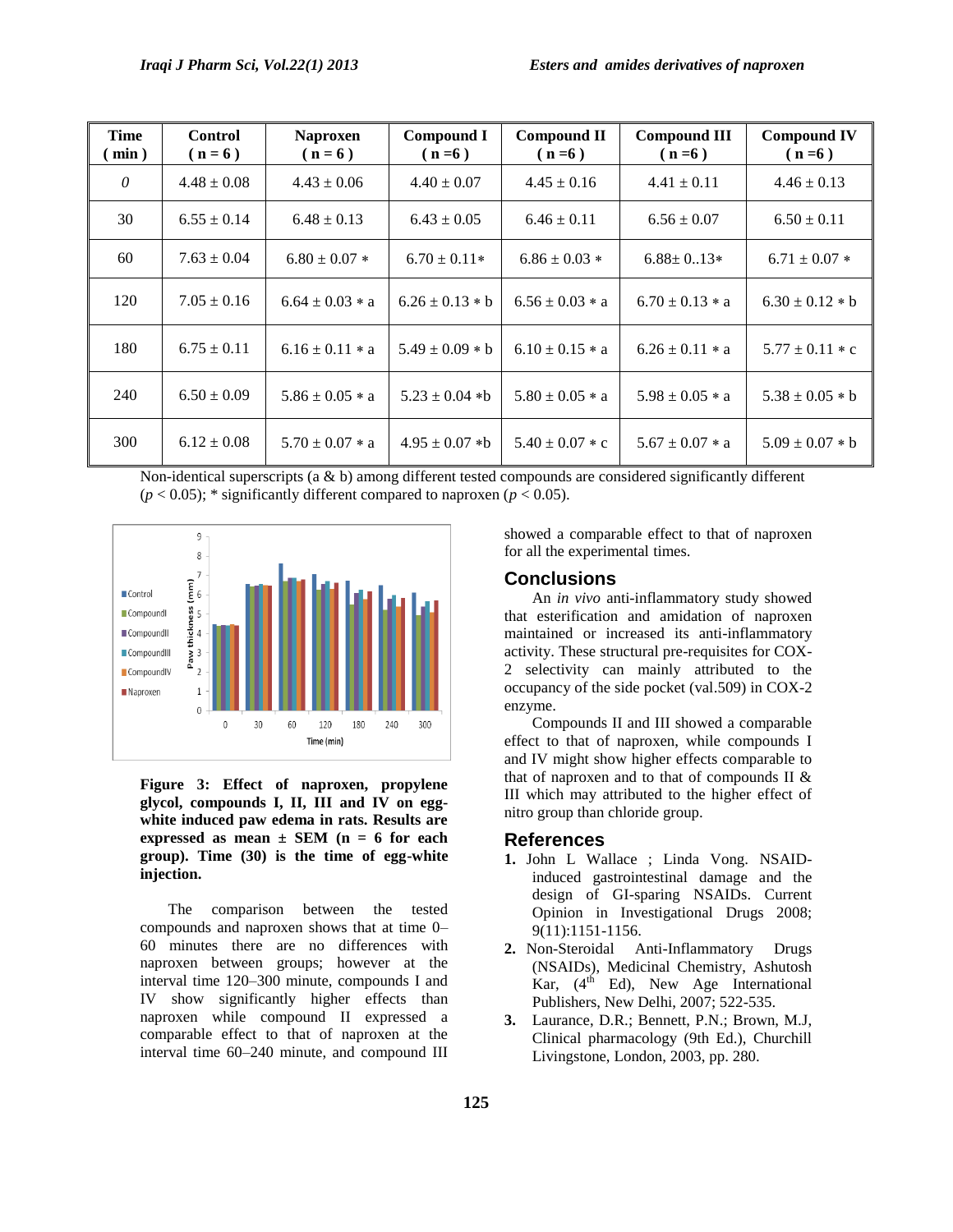| Time ( min ) | Control ( n = 6 ) | Naproxen ( n = 6 ) | Compound I ( n =6 ) | Compound II ( n =6 ) | Compound III ( n =6 ) | Compound IV ( n =6 ) |
|---|---|---|---|---|---|---|
| *0* | 4.48 ± 0.08 | 4.43 ± 0.06 | 4.40 ± 0.07 | 4.45 ± 0.16 | 4.41 ± 0.11 | 4.46 ± 0.13 |
| 30 | 6.55 ± 0.14 | 6.48 ± 0.13 | 6.43 ± 0.05 | 6.46 ± 0.11 | 6.56 ± 0.07 | 6.50 ± 0.11 |
| 60 | 7.63 ± 0.04 | 6.80 ± 0.07 * | 6.70 ± 0.11* | 6.86 ± 0.03 * | 6.88± 0..13* | 6.71 ± 0.07 * |
| 120 | 7.05 ± 0.16 | 6.64 ± 0.03 * a | 6.26 ± 0.13 * b | 6.56 ± 0.03 * a | 6.70 ± 0.13 * a | 6.30 ± 0.12 * b |
| 180 | 6.75 ± 0.11 | 6.16 ± 0.11 * a | 5.49 ± 0.09 * b | 6.10 ± 0.15 * a | 6.26 ± 0.11 * a | 5.77 ± 0.11 * c |
| 240 | 6.50 ± 0.09 | 5.86 ± 0.05 * a | 5.23 ± 0.04 *b | 5.80 ± 0.05 * a | 5.98 ± 0.05 * a | 5.38 ± 0.05 * b |
| 300 | 6.12 ± 0.08 | 5.70 ± 0.07 * a | 4.95 ± 0.07 *b | 5.40 ± 0.07 * c | 5.67 ± 0.07 * a | 5.09 ± 0.07 * b |

Non-identical superscripts (a & b) among different tested compounds are considered significantly different ($p < 0.05$); * significantly different compared to naproxen ($p < 0.05$).

**Figure 3: Effect of naproxen, propylene glycol, compounds I, II, III and IV on egg-white induced paw edema in rats. Results are expressed as mean ± SEM (n = 6 for each group). Time (30) is the time of egg-white injection.**

The comparison between the tested compounds and naproxen shows that at time 0–60 minutes there are no differences with naproxen between groups; however at the interval time 120–300 minute, compounds I and IV show significantly higher effects than naproxen while compound II expressed a comparable effect to that of naproxen at the interval time 60–240 minute, and compound III showed a comparable effect to that of naproxen for all the experimental times.

## Conclusions

An *in vivo* anti-inflammatory study showed that esterification and amidation of naproxen maintained or increased its anti-inflammatory activity. These structural pre-requisites for COX-2 selectivity can mainly attributed to the occupancy of the side pocket (val.509) in COX-2 enzyme.

Compounds II and III showed a comparable effect to that of naproxen, while compounds I and IV might show higher effects comparable to that of naproxen and to that of compounds II & III which may attributed to the higher effect of nitro group than chloride group.

## References

1. John L Wallace ; Linda Vong. NSAID-induced gastrointestinal damage and the design of GI-sparing NSAIDs. Current Opinion in Investigational Drugs 2008; 9(11):1151-1156.
2. Non-Steroidal Anti-Inflammatory Drugs (NSAIDs), Medicinal Chemistry, Ashutosh Kar, (4th Ed), New Age International Publishers, New Delhi, 2007; 522-535.
3. Laurance, D.R.; Bennett, P.N.; Brown, M.J, Clinical pharmacology (9th Ed.), Churchill Livingstone, London, 2003, pp. 280.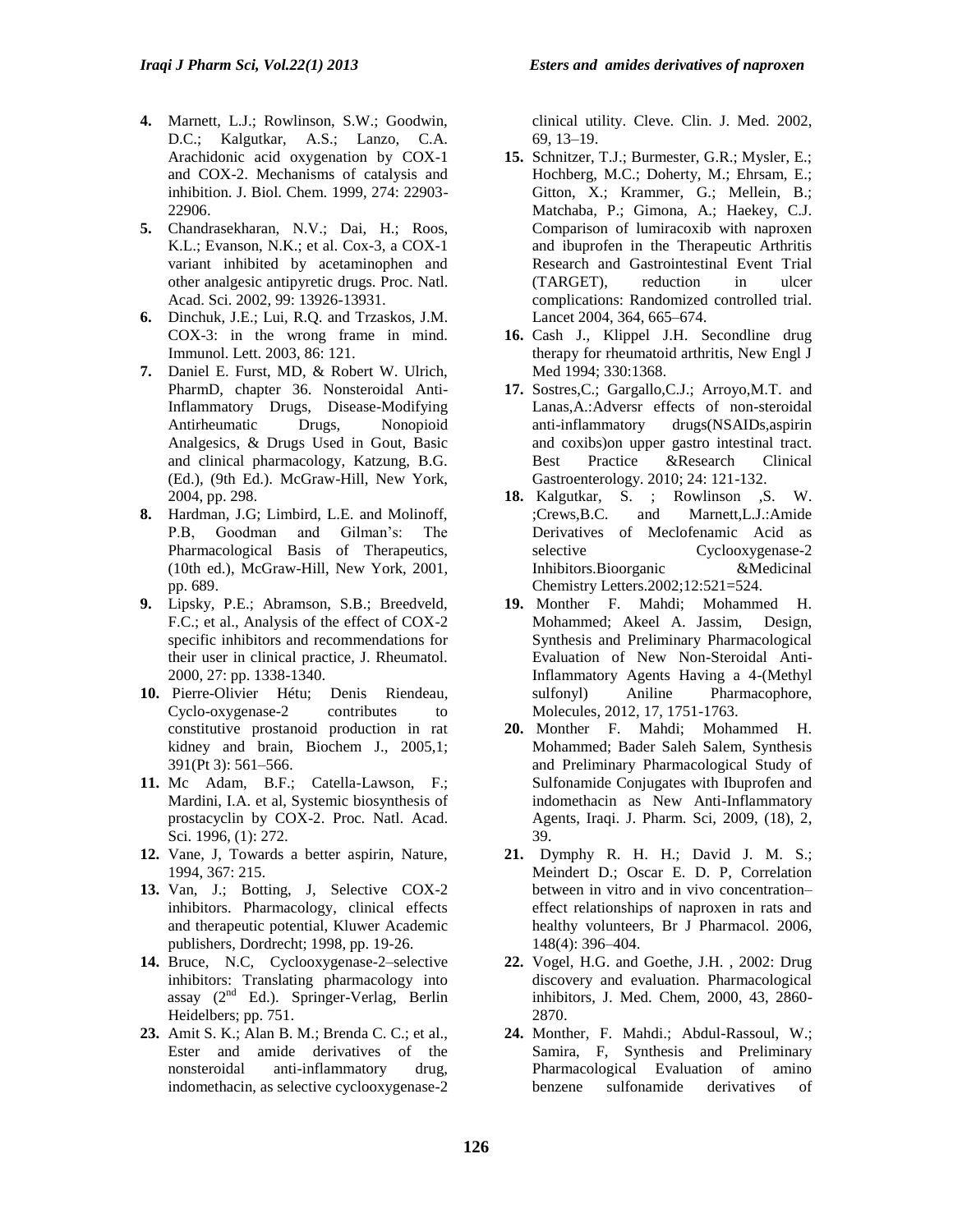4. Marnett, L.J.; Rowlinson, S.W.; Goodwin, D.C.; Kalgutkar, A.S.; Lanzo, C.A. Arachidonic acid oxygenation by COX-1 and COX-2. Mechanisms of catalysis and inhibition. J. Biol. Chem. 1999, 274: 22903-22906.
5. Chandrasekharan, N.V.; Dai, H.; Roos, K.L.; Evanson, N.K.; et al. Cox-3, a COX-1 variant inhibited by acetaminophen and other analgesic antipyretic drugs. Proc. Natl. Acad. Sci. 2002, 99: 13926-13931.
6. Dinchuk, J.E.; Lui, R.Q. and Trzaskos, J.M. COX-3: in the wrong frame in mind. Immunol. Lett. 2003, 86: 121.
7. Daniel E. Furst, MD, & Robert W. Ulrich, PharmD, chapter 36. Nonsteroidal Anti-Inflammatory Drugs, Disease-Modifying Antirheumatic Drugs, Nonopioid Analgesics, & Drugs Used in Gout, Basic and clinical pharmacology, Katzung, B.G. (Ed.), (9th Ed.). McGraw-Hill, New York, 2004, pp. 298.
8. Hardman, J.G; Limbird, L.E. and Molinoff, P.B, Goodman and Gilman's: The Pharmacological Basis of Therapeutics, (10th ed.), McGraw-Hill, New York, 2001, pp. 689.
9. Lipsky, P.E.; Abramson, S.B.; Breedveld, F.C.; et al., Analysis of the effect of COX-2 specific inhibitors and recommendations for their user in clinical practice, J. Rheumatol. 2000, 27: pp. 1338-1340.
10. Pierre-Olivier Hétu; Denis Riendeau, Cyclo-oxygenase-2 contributes to constitutive prostanoid production in rat kidney and brain, Biochem J., 2005,1; 391(Pt 3): 561–566.
11. Mc Adam, B.F.; Catella-Lawson, F.; Mardini, I.A. et al, Systemic biosynthesis of prostacyclin by COX-2. Proc. Natl. Acad. Sci. 1996, (1): 272.
12. Vane, J, Towards a better aspirin, Nature, 1994, 367: 215.
13. Van, J.; Botting, J, Selective COX-2 inhibitors. Pharmacology, clinical effects and therapeutic potential, Kluwer Academic publishers, Dordrecht; 1998, pp. 19-26.
14. Bruce, N.C, Cyclooxygenase-2–selective inhibitors: Translating pharmacology into assay (2[nd] Ed.). Springer-Verlag, Berlin Heidelbers; pp. 751.
23. Amit S. K.; Alan B. M.; Brenda C. C.; et al., Ester and amide derivatives of the nonsteroidal anti-inflammatory drug, indomethacin, as selective cyclooxygenase-2 clinical utility. Cleve. Clin. J. Med. 2002, 69, 13–19.
15. Schnitzer, T.J.; Burmester, G.R.; Mysler, E.; Hochberg, M.C.; Doherty, M.; Ehrsam, E.; Gitton, X.; Krammer, G.; Mellein, B.; Matchaba, P.; Gimona, A.; Haekey, C.J. Comparison of lumiracoxib with naproxen and ibuprofen in the Therapeutic Arthritis Research and Gastrointestinal Event Trial (TARGET), reduction in ulcer complications: Randomized controlled trial. Lancet 2004, 364, 665–674.
16. Cash J., Klippel J.H. Secondline drug therapy for rheumatoid arthritis, New Engl J Med 1994; 330:1368.
17. Sostres,C.; Gargallo,C.J.; Arroyo,M.T. and Lanas,A.:Adversr effects of non-steroidal anti-inflammatory drugs(NSAIDs,aspirin and coxibs)on upper gastro intestinal tract. Best Practice &Research Clinical Gastroenterology. 2010; 24: 121-132.
18. Kalgutkar, S. ; Rowlinson ,S. W. ;Crews,B.C. and Marnett,L.J.:Amide Derivatives of Meclofenamic Acid as selective Cyclooxygenase-2 Inhibitors.Bioorganic &Medicinal Chemistry Letters.2002;12:521=524.
19. Monther F. Mahdi; Mohammed H. Mohammed; Akeel A. Jassim, Design, Synthesis and Preliminary Pharmacological Evaluation of New Non-Steroidal Anti-Inflammatory Agents Having a 4-(Methyl sulfonyl) Aniline Pharmacophore, Molecules, 2012, 17, 1751-1763.
20. Monther F. Mahdi; Mohammed H. Mohammed; Bader Saleh Salem, Synthesis and Preliminary Pharmacological Study of Sulfonamide Conjugates with Ibuprofen and indomethacin as New Anti-Inflammatory Agents, Iraqi. J. Pharm. Sci, 2009, (18), 2, 39.
21. Dymphy R. H. H.; David J. M. S.; Meindert D.; Oscar E. D. P, Correlation between in vitro and in vivo concentration–effect relationships of naproxen in rats and healthy volunteers, Br J Pharmacol. 2006, 148(4): 396–404.
22. Vogel, H.G. and Goethe, J.H. , 2002: Drug discovery and evaluation. Pharmacological inhibitors, J. Med. Chem, 2000, 43, 2860-2870.
24. Monther, F. Mahdi.; Abdul-Rassoul, W.; Samira, F, Synthesis and Preliminary Pharmacological Evaluation of amino benzene sulfonamide derivatives of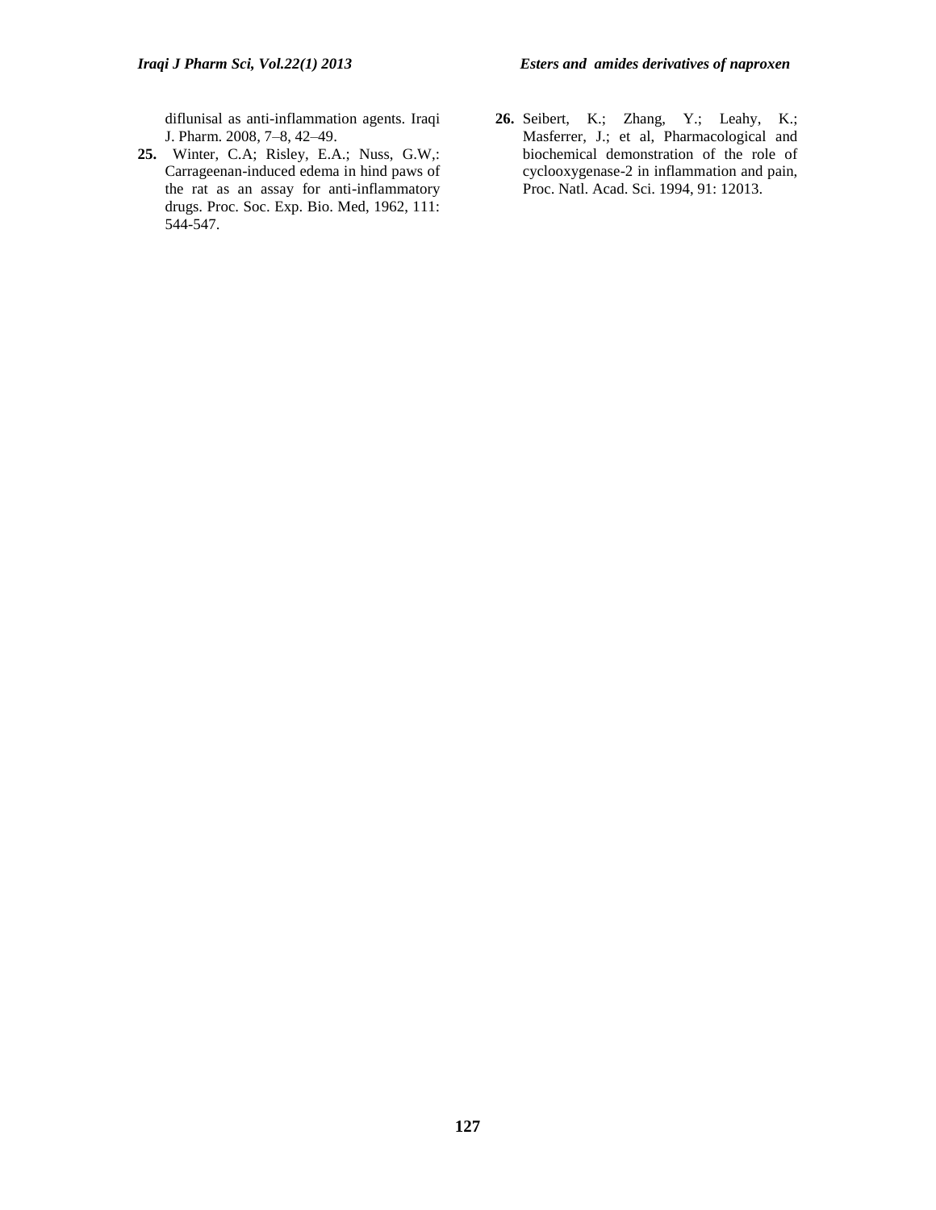diflunisal as anti-inflammation agents. Iraqi J. Pharm. 2008, 7–8, 42–49.

**25.** Winter, C.A; Risley, E.A.; Nuss, G.W,: Carrageenan-induced edema in hind paws of the rat as an assay for anti-inflammatory drugs. Proc. Soc. Exp. Bio. Med, 1962, 111: 544-547.

**26.** Seibert, K.; Zhang, Y.; Leahy, K.; Masferrer, J.; et al, Pharmacological and biochemical demonstration of the role of cyclooxygenase-2 in inflammation and pain, Proc. Natl. Acad. Sci. 1994, 91: 12013.